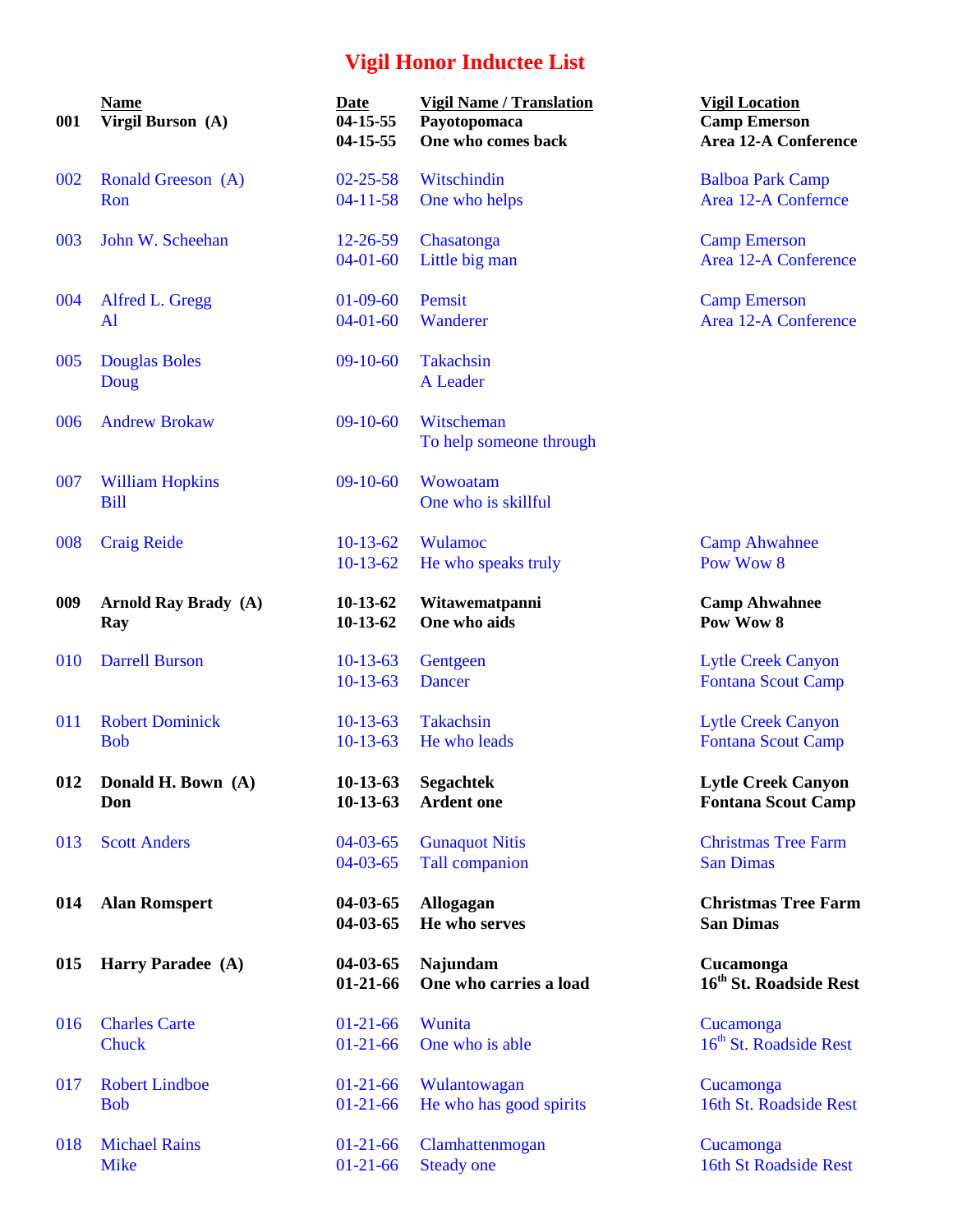# Vigil Honor Inductee List

| | Name | Date | Vigil Name / Translation | Vigil Location |
|---|---|---|---|---|
| **001** | **Virgil Burson (A)** | **04-15-55** | **Payotopomaca** | **Camp Emerson** |
| | | **04-15-55** | **One who comes back** | **Area 12-A Conference** |
| 002 | Ronald Greeson (A) | 02-25-58 | Witschindin | Balboa Park Camp |
| | Ron | 04-11-58 | One who helps | Area 12-A Conferṅce |
| 003 | John W. Scheehan | 12-26-59 | Chasatonga | Camp Emerson |
| | | 04-01-60 | Little big man | Area 12-A Conference |
| 004 | Alfred L. Gregg | 01-09-60 | Pemsit | Camp Emerson |
| | Al | 04-01-60 | Wanderer | Area 12-A Conference |
| 005 | Douglas Boles | 09-10-60 | Takachsin | |
| | Doug | | A Leader | |
| 006 | Andrew Brokaw | 09-10-60 | Witscheman | |
| | | | To help someone through | |
| 007 | William Hopkins | 09-10-60 | Wowoatam | |
| | Bill | | One who is skillful | |
| 008 | Craig Reide | 10-13-62 | Wulamoc | Camp Ahwahnee |
| | | 10-13-62 | He who speaks truly | Pow Wow 8 |
| **009** | **Arnold Ray Brady (A)** | **10-13-62** | **Witawematpanni** | **Camp Ahwahnee** |
| | **Ray** | **10-13-62** | **One who aids** | **Pow Wow 8** |
| 010 | Darrell Burson | 10-13-63 | Gentgeen | Lytle Creek Canyon |
| | | 10-13-63 | Dancer | Fontana Scout Camp |
| 011 | Robert Dominick | 10-13-63 | Takachsin | Lytle Creek Canyon |
| | Bob | 10-13-63 | He who leads | Fontana Scout Camp |
| **012** | **Donald H. Bown (A)** | **10-13-63** | **Segachtek** | **Lytle Creek Canyon** |
| | **Don** | **10-13-63** | **Ardent one** | **Fontana Scout Camp** |
| 013 | Scott Anders | 04-03-65 | Gunaquot Nitis | Christmas Tree Farm |
| | | 04-03-65 | Tall companion | San Dimas |
| **014** | **Alan Romspert** | **04-03-65** | **Allogagan** | **Christmas Tree Farm** |
| | | **04-03-65** | **He who serves** | **San Dimas** |
| **015** | **Harry Paradee (A)** | **04-03-65** | **Najundam** | **Cucamonga** |
| | | **01-21-66** | **One who carries a load** | **16th St. Roadside Rest** |
| 016 | Charles Carte | 01-21-66 | Wunita | Cucamonga |
| | Chuck | 01-21-66 | One who is able | 16th St. Roadside Rest |
| 017 | Robert Lindboe | 01-21-66 | Wulantowagan | Cucamonga |
| | Bob | 01-21-66 | He who has good spirits | 16th St. Roadside Rest |
| 018 | Michael Rains | 01-21-66 | Clamhattenmogan | Cucamonga |
| | Mike | 01-21-66 | Steady one | 16th St Roadside Rest |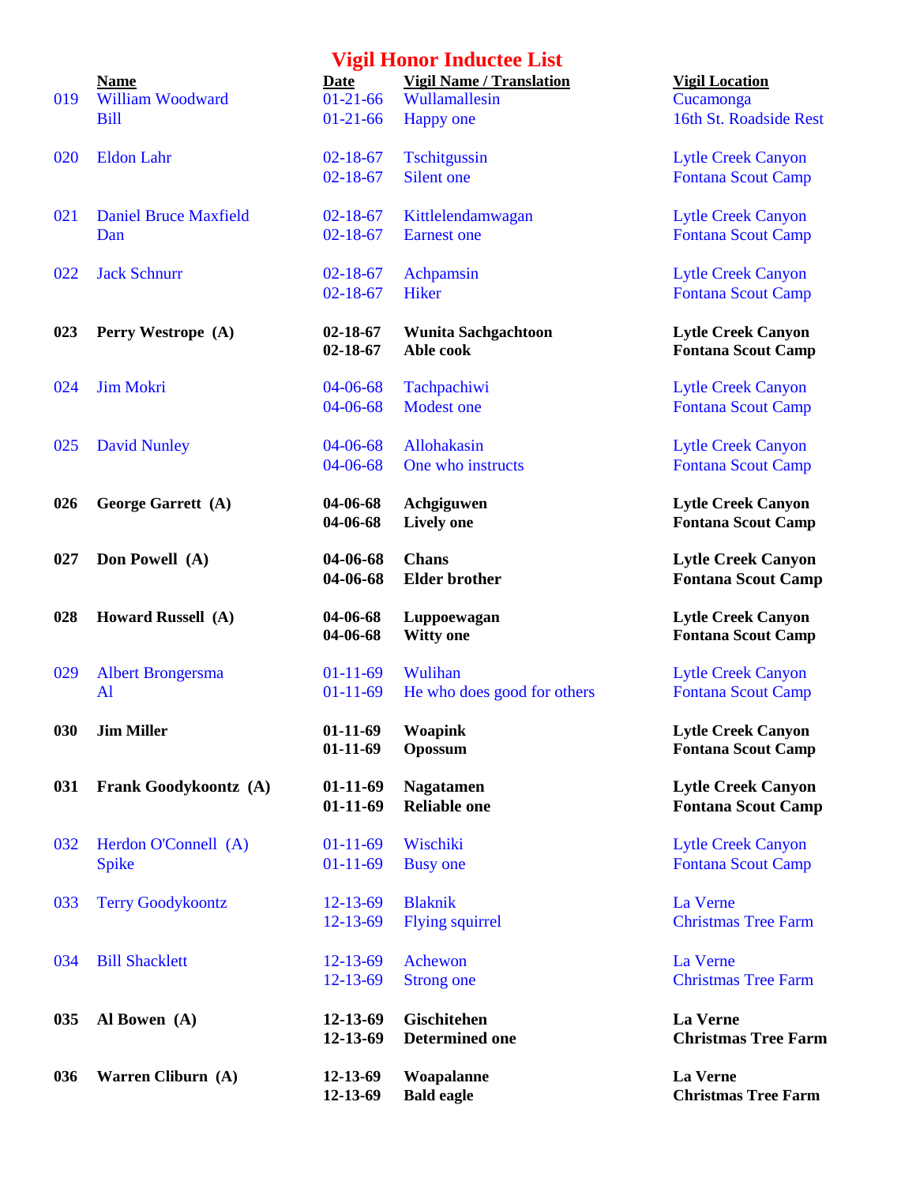# Vigil Honor Inductee List

| | Name | Date | Vigil Name / Translation | Vigil Location |
|---|---|---|---|---|
| 019 | William Woodward | 01-21-66 | Wullamallesin | Cucamonga |
| | Bill | 01-21-66 | Happy one | 16th St. Roadside Rest |
| 020 | Eldon Lahr | 02-18-67 | Tschitgussin | Lytle Creek Canyon |
| | | 02-18-67 | Silent one | Fontana Scout Camp |
| 021 | Daniel Bruce Maxfield | 02-18-67 | Kittlelendamwagan | Lytle Creek Canyon |
| | Dan | 02-18-67 | Earnest one | Fontana Scout Camp |
| 022 | Jack Schnurr | 02-18-67 | Achpamsin | Lytle Creek Canyon |
| | | 02-18-67 | Hiker | Fontana Scout Camp |
| **023** | **Perry Westrope (A)** | **02-18-67** | **Wunita Sachgachtoon** | **Lytle Creek Canyon** |
| | | **02-18-67** | **Able cook** | **Fontana Scout Camp** |
| 024 | Jim Mokri | 04-06-68 | Tachpachiwi | Lytle Creek Canyon |
| | | 04-06-68 | Modest one | Fontana Scout Camp |
| 025 | David Nunley | 04-06-68 | Allohakasin | Lytle Creek Canyon |
| | | 04-06-68 | One who instructs | Fontana Scout Camp |
| **026** | **George Garrett (A)** | **04-06-68** | **Achgiguwen** | **Lytle Creek Canyon** |
| | | **04-06-68** | **Lively one** | **Fontana Scout Camp** |
| **027** | **Don Powell (A)** | **04-06-68** | **Chans** | **Lytle Creek Canyon** |
| | | **04-06-68** | **Elder brother** | **Fontana Scout Camp** |
| **028** | **Howard Russell (A)** | **04-06-68** | **Luppoewagan** | **Lytle Creek Canyon** |
| | | **04-06-68** | **Witty one** | **Fontana Scout Camp** |
| 029 | Albert Brongersma | 01-11-69 | Wulihan | Lytle Creek Canyon |
| | Al | 01-11-69 | He who does good for others | Fontana Scout Camp |
| **030** | **Jim Miller** | **01-11-69** | **Woapink** | **Lytle Creek Canyon** |
| | | **01-11-69** | **Opossum** | **Fontana Scout Camp** |
| **031** | **Frank Goodykoontz (A)** | **01-11-69** | **Nagatamen** | **Lytle Creek Canyon** |
| | | **01-11-69** | **Reliable one** | **Fontana Scout Camp** |
| 032 | Herdon O'Connell (A) | 01-11-69 | Wischiki | Lytle Creek Canyon |
| | Spike | 01-11-69 | Busy one | Fontana Scout Camp |
| 033 | Terry Goodykoontz | 12-13-69 | Blaknik | La Verne |
| | | 12-13-69 | Flying squirrel | Christmas Tree Farm |
| 034 | Bill Shacklett | 12-13-69 | Achewon | La Verne |
| | | 12-13-69 | Strong one | Christmas Tree Farm |
| **035** | **Al Bowen (A)** | **12-13-69** | **Gischitehen** | **La Verne** |
| | | **12-13-69** | **Determined one** | **Christmas Tree Farm** |
| **036** | **Warren Cliburn (A)** | **12-13-69** | **Woapalanne** | **La Verne** |
| | | **12-13-69** | **Bald eagle** | **Christmas Tree Farm** |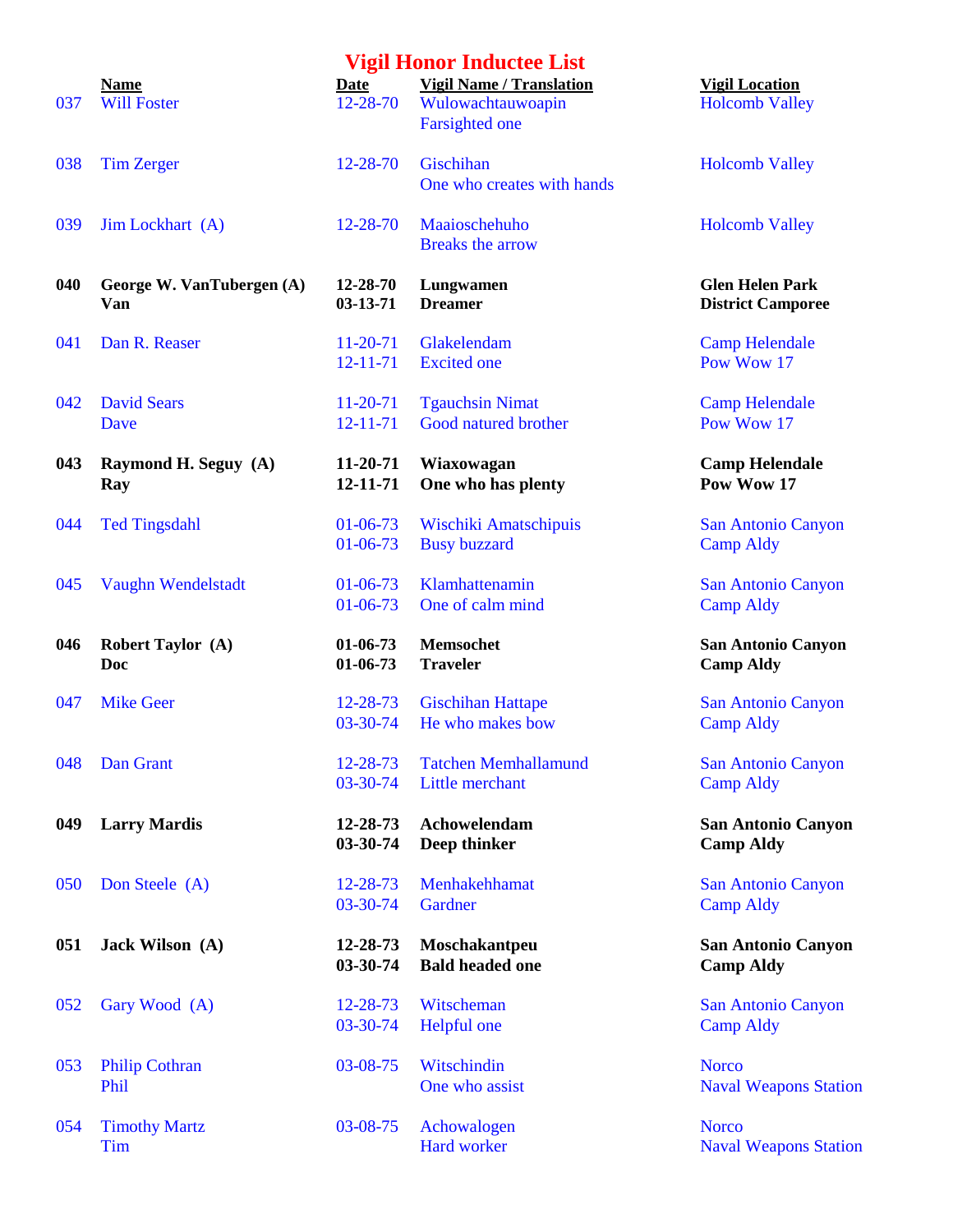# Vigil Honor Inductee List

| | Name | Date | Vigil Name / Translation | Vigil Location |
|---|---|---|---|---|
| 037 | Will Foster | 12-28-70 | Wulowachtauwoapin<br>Farsighted one | Holcomb Valley |
| 038 | Tim Zerger | 12-28-70 | Gischihan<br>One who creates with hands | Holcomb Valley |
| 039 | Jim Lockhart (A) | 12-28-70 | Maaioschehuho<br>Breaks the arrow | Holcomb Valley |
| **040** | **George W. VanTubergen (A)<br>Van** | **12-28-70<br>03-13-71** | **Lungwamen<br>Dreamer** | **Glen Helen Park<br>District Camporee** |
| 041 | Dan R. Reaser | 11-20-71<br>12-11-71 | Glakelendam<br>Excited one | Camp Helendale<br>Pow Wow 17 |
| 042 | David Sears<br>Dave | 11-20-71<br>12-11-71 | Tgauchsin Nimat<br>Good natured brother | Camp Helendale<br>Pow Wow 17 |
| **043** | **Raymond H. Seguy (A)<br>Ray** | **11-20-71<br>12-11-71** | **Wiaxowagan<br>One who has plenty** | **Camp Helendale<br>Pow Wow 17** |
| 044 | Ted Tingsdahl | 01-06-73<br>01-06-73 | Wischiki Amatschipuis<br>Busy buzzard | San Antonio Canyon<br>Camp Aldy |
| 045 | Vaughn Wendelstadt | 01-06-73<br>01-06-73 | Klamhattenamin<br>One of calm mind | San Antonio Canyon<br>Camp Aldy |
| **046** | **Robert Taylor (A)<br>Doc** | **01-06-73<br>01-06-73** | **Memsochet<br>Traveler** | **San Antonio Canyon<br>Camp Aldy** |
| 047 | Mike Geer | 12-28-73<br>03-30-74 | Gischihan Hattape<br>He who makes bow | San Antonio Canyon<br>Camp Aldy |
| 048 | Dan Grant | 12-28-73<br>03-30-74 | Tatchen Memhallamund<br>Little merchant | San Antonio Canyon<br>Camp Aldy |
| **049** | **Larry Mardis** | **12-28-73<br>03-30-74** | **Achowelendam<br>Deep thinker** | **San Antonio Canyon<br>Camp Aldy** |
| 050 | Don Steele (A) | 12-28-73<br>03-30-74 | Menhakehhamat<br>Gardner | San Antonio Canyon<br>Camp Aldy |
| **051** | **Jack Wilson (A)** | **12-28-73<br>03-30-74** | **Moschakantpeu<br>Bald headed one** | **San Antonio Canyon<br>Camp Aldy** |
| 052 | Gary Wood (A) | 12-28-73<br>03-30-74 | Witscheman<br>Helpful one | San Antonio Canyon<br>Camp Aldy |
| 053 | Philip Cothran<br>Phil | 03-08-75 | Witschindin<br>One who assist | Norco<br>Naval Weapons Station |
| 054 | Timothy Martz<br>Tim | 03-08-75 | Achowalogen<br>Hard worker | Norco<br>Naval Weapons Station |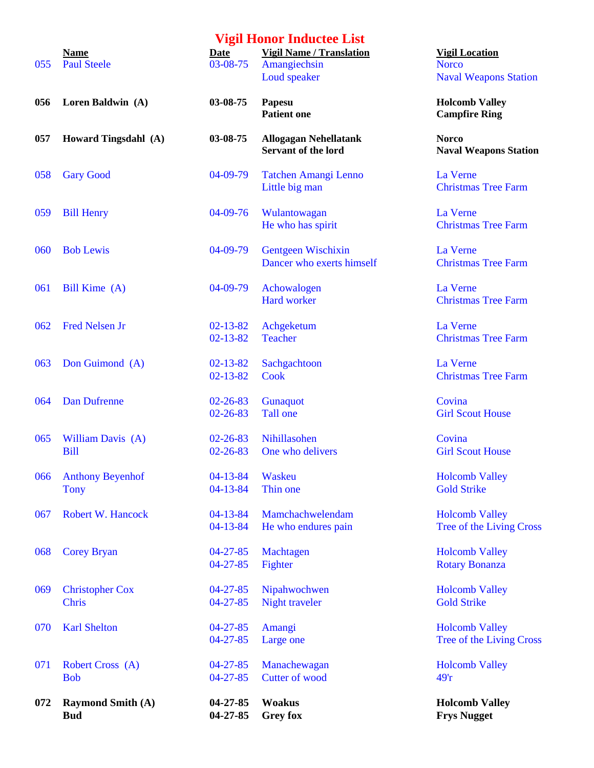# Vigil Honor Inductee List

| | Name | Date | Vigil Name / Translation | Vigil Location |
|---|---|---|---|---|
| 055 | Paul Steele | 03-08-75 | Amangiechsin<br>Loud speaker | Norco<br>Naval Weapons Station |
| **056** | **Loren Baldwin (A)** | **03-08-75** | **Papesu**<br>**Patient one** | **Holcomb Valley**<br>**Campfire Ring** |
| **057** | **Howard Tingsdahl (A)** | **03-08-75** | **Allogagan Nehellatank**<br>**Servant of the lord** | **Norco**<br>**Naval Weapons Station** |
| 058 | Gary Good | 04-09-79 | Tatchen Amangi Lenno<br>Little big man | La Verne<br>Christmas Tree Farm |
| 059 | Bill Henry | 04-09-76 | Wulantowagan<br>He who has spirit | La Verne<br>Christmas Tree Farm |
| 060 | Bob Lewis | 04-09-79 | Gentgeen Wischixin<br>Dancer who exerts himself | La Verne<br>Christmas Tree Farm |
| 061 | Bill Kime (A) | 04-09-79 | Achowalogen<br>Hard worker | La Verne<br>Christmas Tree Farm |
| 062 | Fred Nelsen Jr | 02-13-82<br>02-13-82 | Achgeketum<br>Teacher | La Verne<br>Christmas Tree Farm |
| 063 | Don Guimond (A) | 02-13-82<br>02-13-82 | Sachgachtoon<br>Cook | La Verne<br>Christmas Tree Farm |
| 064 | Dan Dufrenne | 02-26-83<br>02-26-83 | Gunaquot<br>Tall one | Covina<br>Girl Scout House |
| 065 | William Davis (A)<br>Bill | 02-26-83<br>02-26-83 | Nihillasohen<br>One who delivers | Covina<br>Girl Scout House |
| 066 | Anthony Beyenhof<br>Tony | 04-13-84<br>04-13-84 | Waskeu<br>Thin one | Holcomb Valley<br>Gold Strike |
| 067 | Robert W. Hancock | 04-13-84<br>04-13-84 | Mamchachwelendam<br>He who endures pain | Holcomb Valley<br>Tree of the Living Cross |
| 068 | Corey Bryan | 04-27-85<br>04-27-85 | Machtagen<br>Fighter | Holcomb Valley<br>Rotary Bonanza |
| 069 | Christopher Cox<br>Chris | 04-27-85<br>04-27-85 | Nipahwochwen<br>Night traveler | Holcomb Valley<br>Gold Strike |
| 070 | Karl Shelton | 04-27-85<br>04-27-85 | Amangi<br>Large one | Holcomb Valley<br>Tree of the Living Cross |
| 071 | Robert Cross (A)<br>Bob | 04-27-85<br>04-27-85 | Manachewagan<br>Cutter of wood | Holcomb Valley<br>49'r |
| **072** | **Raymond Smith (A)**<br>**Bud** | **04-27-85**<br>**04-27-85** | **Woakus**<br>**Grey fox** | **Holcomb Valley**<br>**Frys Nugget** |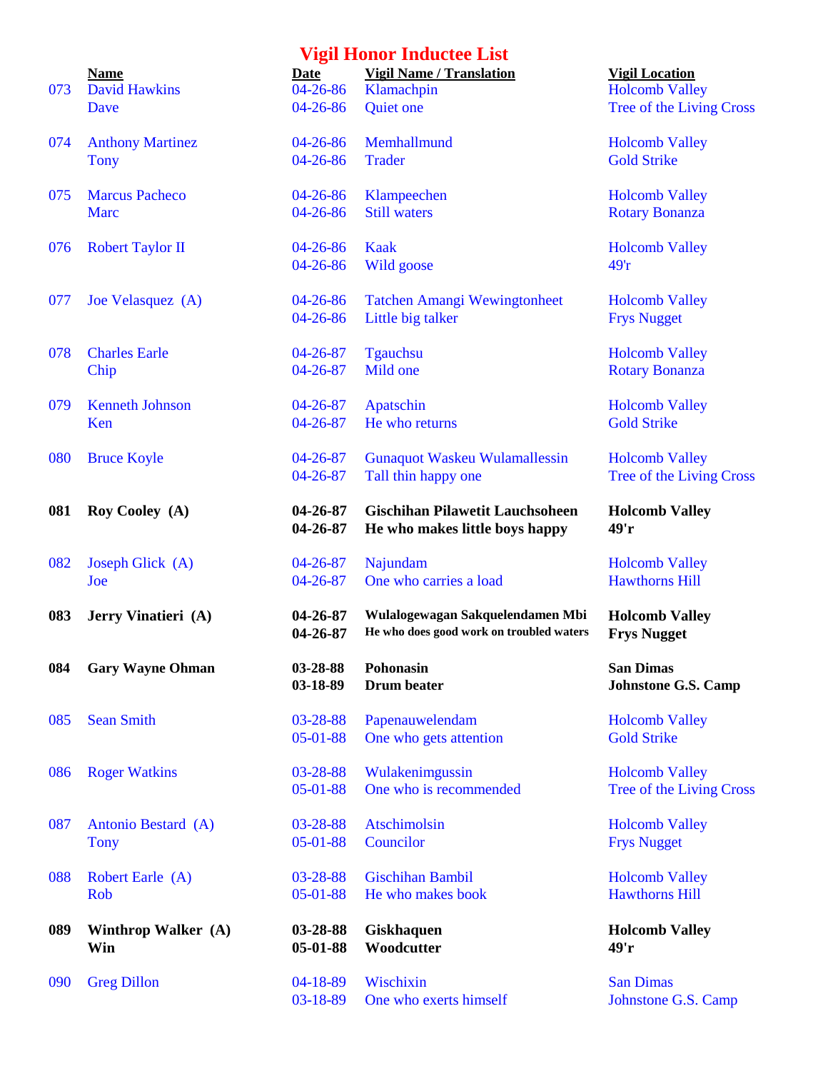# Vigil Honor Inductee List

| | Name | Date | Vigil Name / Translation | Vigil Location |
|---|---|---|---|---|
| 073 | David Hawkins | 04-26-86 | Klamachpin | Holcomb Valley |
| | Dave | 04-26-86 | Quiet one | Tree of the Living Cross |
| 074 | Anthony Martinez | 04-26-86 | Memhallmund | Holcomb Valley |
| | Tony | 04-26-86 | Trader | Gold Strike |
| 075 | Marcus Pacheco | 04-26-86 | Klampeechen | Holcomb Valley |
| | Marc | 04-26-86 | Still waters | Rotary Bonanza |
| 076 | Robert Taylor II | 04-26-86 | Kaak | Holcomb Valley |
| | | 04-26-86 | Wild goose | 49'r |
| 077 | Joe Velasquez (A) | 04-26-86 | Tatchen Amangi Wewingtonheet | Holcomb Valley |
| | | 04-26-86 | Little big talker | Frys Nugget |
| 078 | Charles Earle | 04-26-87 | Tgauchsu | Holcomb Valley |
| | Chip | 04-26-87 | Mild one | Rotary Bonanza |
| 079 | Kenneth Johnson | 04-26-87 | Apatschin | Holcomb Valley |
| | Ken | 04-26-87 | He who returns | Gold Strike |
| 080 | Bruce Koyle | 04-26-87 | Gunaquot Waskeu Wulamallessin | Holcomb Valley |
| | | 04-26-87 | Tall thin happy one | Tree of the Living Cross |
| **081** | **Roy Cooley (A)** | **04-26-87** | **Gischihan Pilawetit Lauchsoheen** | **Holcomb Valley** |
| | | **04-26-87** | **He who makes little boys happy** | **49'r** |
| 082 | Joseph Glick (A) | 04-26-87 | Najundam | Holcomb Valley |
| | Joe | 04-26-87 | One who carries a load | Hawthorns Hill |
| **083** | **Jerry Vinatieri (A)** | **04-26-87** | **Wulalogewagan Sakquelendamen Mbi** | **Holcomb Valley** |
| | | **04-26-87** | **He who does good work on troubled waters** | **Frys Nugget** |
| **084** | **Gary Wayne Ohman** | **03-28-88** | **Pohonasin** | **San Dimas** |
| | | **03-18-89** | **Drum beater** | **Johnstone G.S. Camp** |
| 085 | Sean Smith | 03-28-88 | Papenauwelendam | Holcomb Valley |
| | | 05-01-88 | One who gets attention | Gold Strike |
| 086 | Roger Watkins | 03-28-88 | Wulakenimgussin | Holcomb Valley |
| | | 05-01-88 | One who is recommended | Tree of the Living Cross |
| 087 | Antonio Bestard (A) | 03-28-88 | Atschimolsin | Holcomb Valley |
| | Tony | 05-01-88 | Councilor | Frys Nugget |
| 088 | Robert Earle (A) | 03-28-88 | Gischihan Bambil | Holcomb Valley |
| | Rob | 05-01-88 | He who makes book | Hawthorns Hill |
| **089** | **Winthrop Walker (A)** | **03-28-88** | **Giskhaquen** | **Holcomb Valley** |
| | **Win** | **05-01-88** | **Woodcutter** | **49'r** |
| 090 | Greg Dillon | 04-18-89 | Wischixin | San Dimas |
| | | 03-18-89 | One who exerts himself | Johnstone G.S. Camp |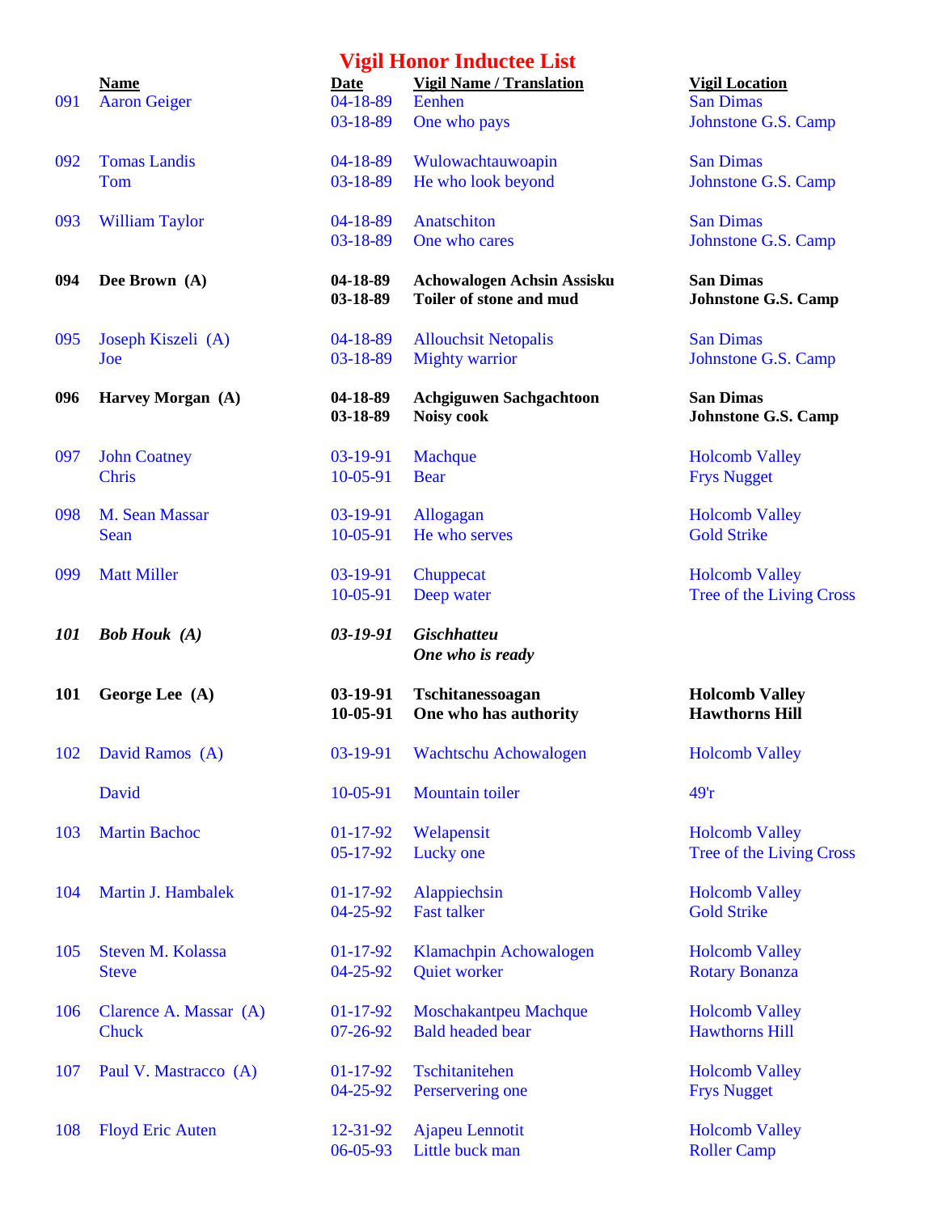# Vigil Honor Inductee List

| | Name | Date | Vigil Name / Translation | Vigil Location |
|---|---|---|---|---|
| 091 | Aaron Geiger | 04-18-89 | Eenhen | San Dimas |
| | | 03-18-89 | One who pays | Johnstone G.S. Camp |
| 092 | Tomas Landis | 04-18-89 | Wulowachtauwoapin | San Dimas |
| | Tom | 03-18-89 | He who look beyond | Johnstone G.S. Camp |
| 093 | William Taylor | 04-18-89 | Anatschiton | San Dimas |
| | | 03-18-89 | One who cares | Johnstone G.S. Camp |
| **094** | **Dee Brown (A)** | **04-18-89** | **Achowalogen Achsin Assisku** | **San Dimas** |
| | | **03-18-89** | **Toiler of stone and mud** | **Johnstone G.S. Camp** |
| 095 | Joseph Kiszeli (A) | 04-18-89 | Allouchsit Netopalis | San Dimas |
| | Joe | 03-18-89 | Mighty warrior | Johnstone G.S. Camp |
| **096** | **Harvey Morgan (A)** | **04-18-89** | **Achgiguwen Sachgachtoon** | **San Dimas** |
| | | **03-18-89** | **Noisy cook** | **Johnstone G.S. Camp** |
| 097 | John Coatney | 03-19-91 | Machque | Holcomb Valley |
| | Chris | 10-05-91 | Bear | Frys Nugget |
| 098 | M. Sean Massar | 03-19-91 | Allogagan | Holcomb Valley |
| | Sean | 10-05-91 | He who serves | Gold Strike |
| 099 | Matt Miller | 03-19-91 | Chuppecat | Holcomb Valley |
| | | 10-05-91 | Deep water | Tree of the Living Cross |
| ***101*** | ***Bob Houk (A)*** | ***03-19-91*** | ***Gischhatteu*** | |
| | | | ***One who is ready*** | |
| **101** | **George Lee (A)** | **03-19-91** | **Tschitanessoagan** | **Holcomb Valley** |
| | | **10-05-91** | **One who has authority** | **Hawthorns Hill** |
| 102 | David Ramos (A) | 03-19-91 | Wachtschu Achowalogen | Holcomb Valley |
| | David | 10-05-91 | Mountain toiler | 49'r |
| 103 | Martin Bachoc | 01-17-92 | Welapensit | Holcomb Valley |
| | | 05-17-92 | Lucky one | Tree of the Living Cross |
| 104 | Martin J. Hambalek | 01-17-92 | Alappiechsin | Holcomb Valley |
| | | 04-25-92 | Fast talker | Gold Strike |
| 105 | Steven M. Kolassa | 01-17-92 | Klamachpin Achowalogen | Holcomb Valley |
| | Steve | 04-25-92 | Quiet worker | Rotary Bonanza |
| 106 | Clarence A. Massar (A) | 01-17-92 | Moschakantpeu Machque | Holcomb Valley |
| | Chuck | 07-26-92 | Bald headed bear | Hawthorns Hill |
| 107 | Paul V. Mastracco (A) | 01-17-92 | Tschitanitehen | Holcomb Valley |
| | | 04-25-92 | Perservering one | Frys Nugget |
| 108 | Floyd Eric Auten | 12-31-92 | Ajapeu Lennotit | Holcomb Valley |
| | | 06-05-93 | Little buck man | Roller Camp |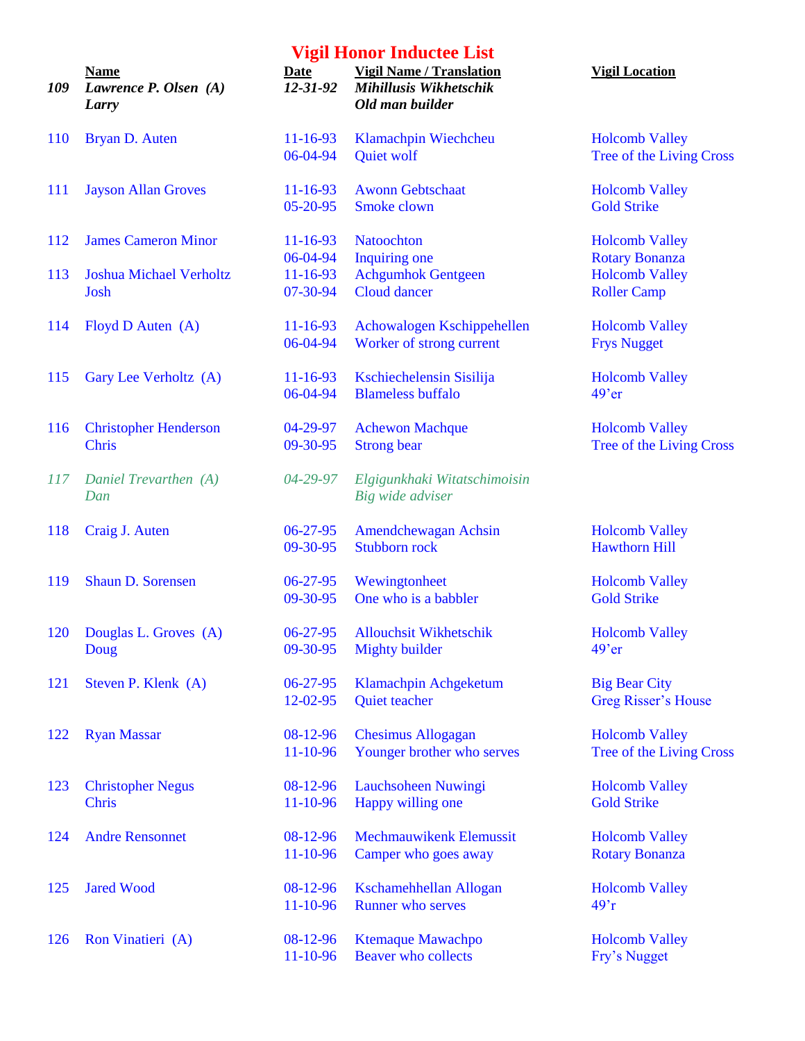# Vigil Honor Inductee List

| | Name | Date | Vigil Name / Translation | Vigil Location |
|---|---|---|---|---|
| *109* | *Lawrence P. Olsen (A)* | *12-31-92* | *Mihillusis Wikhetschik* | |
| | *Larry* | | *Old man builder* | |
| 110 | Bryan D. Auten | 11-16-93 | Klamachpin Wiechcheu | Holcomb Valley |
| | | 06-04-94 | Quiet wolf | Tree of the Living Cross |
| 111 | Jayson Allan Groves | 11-16-93 | Awonn Gebtschaat | Holcomb Valley |
| | | 05-20-95 | Smoke clown | Gold Strike |
| 112 | James Cameron Minor | 11-16-93 | Natoochton | Holcomb Valley |
| | | 06-04-94 | Inquiring one | Rotary Bonanza |
| 113 | Joshua Michael Verholtz | 11-16-93 | Achgumhok Gentgeen | Holcomb Valley |
| | Josh | 07-30-94 | Cloud dancer | Roller Camp |
| 114 | Floyd D Auten (A) | 11-16-93 | Achowalogen Kschippehellen | Holcomb Valley |
| | | 06-04-94 | Worker of strong current | Frys Nugget |
| 115 | Gary Lee Verholtz (A) | 11-16-93 | Kschiechelensin Sisilija | Holcomb Valley |
| | | 06-04-94 | Blameless buffalo | 49'er |
| 116 | Christopher Henderson | 04-29-97 | Achewon Machque | Holcomb Valley |
| | Chris | 09-30-95 | Strong bear | Tree of the Living Cross |
| *117* | *Daniel Trevarthen (A)* | *04-29-97* | *Elgigunkhaki Witatschimoisin* | |
| | *Dan* | | *Big wide adviser* | |
| 118 | Craig J. Auten | 06-27-95 | Amendchewagan Achsin | Holcomb Valley |
| | | 09-30-95 | Stubborn rock | Hawthorn Hill |
| 119 | Shaun D. Sorensen | 06-27-95 | Wewingtonheet | Holcomb Valley |
| | | 09-30-95 | One who is a babbler | Gold Strike |
| 120 | Douglas L. Groves (A) | 06-27-95 | Allouchsit Wikhetschik | Holcomb Valley |
| | Doug | 09-30-95 | Mighty builder | 49'er |
| 121 | Steven P. Klenk (A) | 06-27-95 | Klamachpin Achgeketum | Big Bear City |
| | | 12-02-95 | Quiet teacher | Greg Risser's House |
| 122 | Ryan Massar | 08-12-96 | Chesimus Allogagan | Holcomb Valley |
| | | 11-10-96 | Younger brother who serves | Tree of the Living Cross |
| 123 | Christopher Negus | 08-12-96 | Lauchsoheen Nuwingi | Holcomb Valley |
| | Chris | 11-10-96 | Happy willing one | Gold Strike |
| 124 | Andre Rensonnet | 08-12-96 | Mechmauwikenk Elemussit | Holcomb Valley |
| | | 11-10-96 | Camper who goes away | Rotary Bonanza |
| 125 | Jared Wood | 08-12-96 | Kschamehhellan Allogan | Holcomb Valley |
| | | 11-10-96 | Runner who serves | 49'r |
| 126 | Ron Vinatieri (A) | 08-12-96 | Ktemaque Mawachpo | Holcomb Valley |
| | | 11-10-96 | Beaver who collects | Fry's Nugget |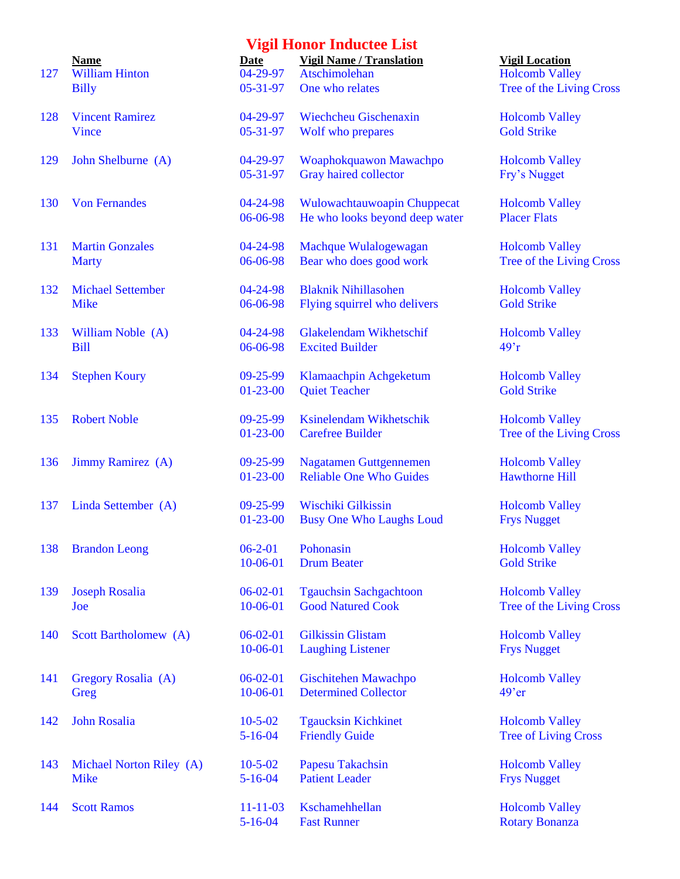# Vigil Honor Inductee List

| | Name | Date | Vigil Name / Translation | Vigil Location |
|---|---|---|---|---|
| 127 | William Hinton | 04-29-97 | Atschimolehan | Holcomb Valley |
| | Billy | 05-31-97 | One who relates | Tree of the Living Cross |
| 128 | Vincent Ramirez | 04-29-97 | Wiechcheu Gischenaxin | Holcomb Valley |
| | Vince | 05-31-97 | Wolf who prepares | Gold Strike |
| 129 | John Shelburne (A) | 04-29-97 | Woaphokquawon Mawachpo | Holcomb Valley |
| | | 05-31-97 | Gray haired collector | Fry's Nugget |
| 130 | Von Fernandes | 04-24-98 | Wulowachtauwoapin Chuppecat | Holcomb Valley |
| | | 06-06-98 | He who looks beyond deep water | Placer Flats |
| 131 | Martin Gonzales | 04-24-98 | Machque Wulalogewagan | Holcomb Valley |
| | Marty | 06-06-98 | Bear who does good work | Tree of the Living Cross |
| 132 | Michael Settember | 04-24-98 | Blaknik Nihillasohen | Holcomb Valley |
| | Mike | 06-06-98 | Flying squirrel who delivers | Gold Strike |
| 133 | William Noble (A) | 04-24-98 | Glakelendam Wikhetschif | Holcomb Valley |
| | Bill | 06-06-98 | Excited Builder | 49'r |
| 134 | Stephen Koury | 09-25-99 | Klamaachpin Achgeketum | Holcomb Valley |
| | | 01-23-00 | Quiet Teacher | Gold Strike |
| 135 | Robert Noble | 09-25-99 | Ksinelendam Wikhetschik | Holcomb Valley |
| | | 01-23-00 | Carefree Builder | Tree of the Living Cross |
| 136 | Jimmy Ramirez (A) | 09-25-99 | Nagatamen Guttgennemen | Holcomb Valley |
| | | 01-23-00 | Reliable One Who Guides | Hawthorne Hill |
| 137 | Linda Settember (A) | 09-25-99 | Wischiki Gilkissin | Holcomb Valley |
| | | 01-23-00 | Busy One Who Laughs Loud | Frys Nugget |
| 138 | Brandon Leong | 06-2-01 | Pohonasin | Holcomb Valley |
| | | 10-06-01 | Drum Beater | Gold Strike |
| 139 | Joseph Rosalia | 06-02-01 | Tgauchsin Sachgachtoon | Holcomb Valley |
| | Joe | 10-06-01 | Good Natured Cook | Tree of the Living Cross |
| 140 | Scott Bartholomew (A) | 06-02-01 | Gilkissin Glistam | Holcomb Valley |
| | | 10-06-01 | Laughing Listener | Frys Nugget |
| 141 | Gregory Rosalia (A) | 06-02-01 | Gischitehen Mawachpo | Holcomb Valley |
| | Greg | 10-06-01 | Determined Collector | 49'er |
| 142 | John Rosalia | 10-5-02 | Tgaucksin Kichkinet | Holcomb Valley |
| | | 5-16-04 | Friendly Guide | Tree of Living Cross |
| 143 | Michael Norton Riley (A) | 10-5-02 | Papesu Takachsin | Holcomb Valley |
| | Mike | 5-16-04 | Patient Leader | Frys Nugget |
| 144 | Scott Ramos | 11-11-03 | Kschamehhellan | Holcomb Valley |
| | | 5-16-04 | Fast Runner | Rotary Bonanza |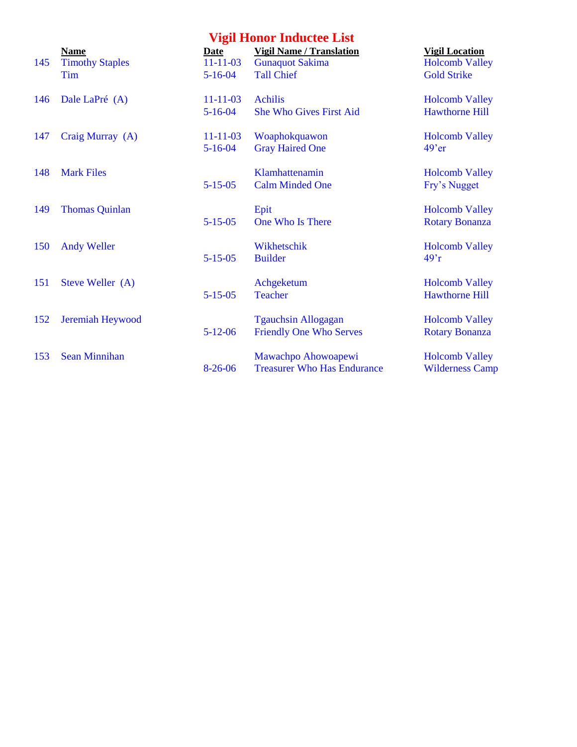# Vigil Honor Inductee List

| | Name | Date | Vigil Name / Translation | Vigil Location |
|---|---|---|---|---|
| 145 | Timothy Staples | 11-11-03 | Gunaquot Sakima | Holcomb Valley |
| | Tim | 5-16-04 | Tall Chief | Gold Strike |
| 146 | Dale LaPré (A) | 11-11-03 | Achilis | Holcomb Valley |
| | | 5-16-04 | She Who Gives First Aid | Hawthorne Hill |
| 147 | Craig Murray (A) | 11-11-03 | Woaphokquawon | Holcomb Valley |
| | | 5-16-04 | Gray Haired One | 49'er |
| 148 | Mark Files | | Klamhattenamin | Holcomb Valley |
| | | 5-15-05 | Calm Minded One | Fry's Nugget |
| 149 | Thomas Quinlan | | Epit | Holcomb Valley |
| | | 5-15-05 | One Who Is There | Rotary Bonanza |
| 150 | Andy Weller | | Wikhetschik | Holcomb Valley |
| | | 5-15-05 | Builder | 49'r |
| 151 | Steve Weller (A) | | Achgeketum | Holcomb Valley |
| | | 5-15-05 | Teacher | Hawthorne Hill |
| 152 | Jeremiah Heywood | | Tgauchsin Allogagan | Holcomb Valley |
| | | 5-12-06 | Friendly One Who Serves | Rotary Bonanza |
| 153 | Sean Minnihan | | Mawachpo Ahowoapewi | Holcomb Valley |
| | | 8-26-06 | Treasurer Who Has Endurance | Wilderness Camp |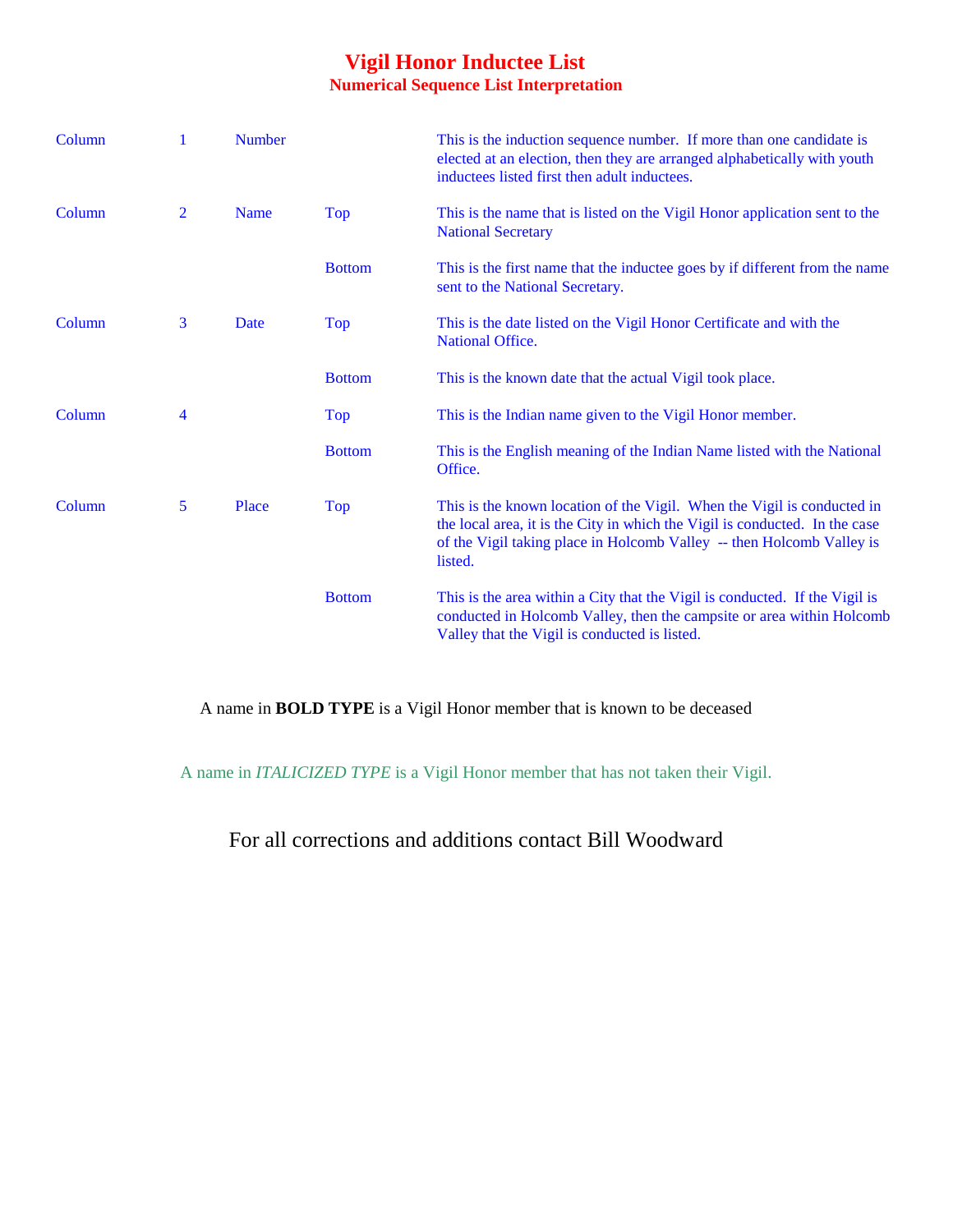# Vigil Honor Inductee List

## Numerical Sequence List Interpretation

| | | | | |
|---|---|---|---|---|
| Column | 1 | Number | | This is the induction sequence number. If more than one candidate is elected at an election, then they are arranged alphabetically with youth inductees listed first then adult inductees. |
| Column | 2 | Name | Top | This is the name that is listed on the Vigil Honor application sent to the National Secretary |
| | | | Bottom | This is the first name that the inductee goes by if different from the name sent to the National Secretary. |
| Column | 3 | Date | Top | This is the date listed on the Vigil Honor Certificate and with the National Office. |
| | | | Bottom | This is the known date that the actual Vigil took place. |
| Column | 4 | | Top | This is the Indian name given to the Vigil Honor member. |
| | | | Bottom | This is the English meaning of the Indian Name listed with the National Office. |
| Column | 5 | Place | Top | This is the known location of the Vigil. When the Vigil is conducted in the local area, it is the City in which the Vigil is conducted. In the case of the Vigil taking place in Holcomb Valley -- then Holcomb Valley is listed. |
| | | | Bottom | This is the area within a City that the Vigil is conducted. If the Vigil is conducted in Holcomb Valley, then the campsite or area within Holcomb Valley that the Vigil is conducted is listed. |

A name in **BOLD TYPE** is a Vigil Honor member that is known to be deceased

A name in *ITALICIZED TYPE* is a Vigil Honor member that has not taken their Vigil.

For all corrections and additions contact Bill Woodward